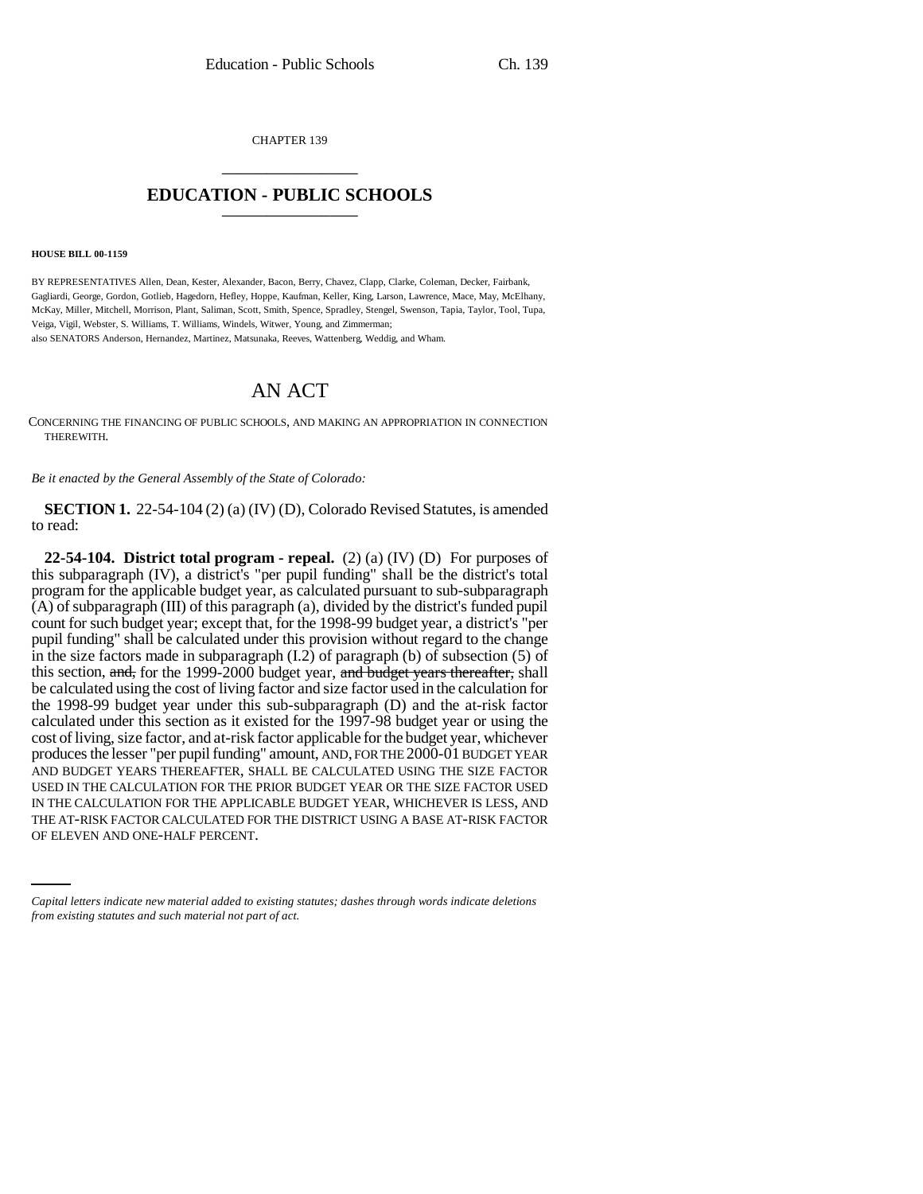CHAPTER 139

# EDUCATION - PUBLIC SCHOOLS

**HOUSE BILL 00-1159**

BY REPRESENTATIVES Allen, Dean, Kester, Alexander, Bacon, Berry, Chavez, Clapp, Clarke, Coleman, Decker, Fairbank, Gagliardi, George, Gordon, Gotlieb, Hagedorn, Hefley, Hoppe, Kaufman, Keller, King, Larson, Lawrence, Mace, May, McElhany, McKay, Miller, Mitchell, Morrison, Plant, Saliman, Scott, Smith, Spence, Spradley, Stengel, Swenson, Tapia, Taylor, Tool, Tupa, Veiga, Vigil, Webster, S. Williams, T. Williams, Windels, Witwer, Young, and Zimmerman;
also SENATORS Anderson, Hernandez, Martinez, Matsunaka, Reeves, Wattenberg, Weddig, and Wham.

# AN ACT

CONCERNING THE FINANCING OF PUBLIC SCHOOLS, AND MAKING AN APPROPRIATION IN CONNECTION THEREWITH.

*Be it enacted by the General Assembly of the State of Colorado:*

**SECTION 1.** 22-54-104 (2) (a) (IV) (D), Colorado Revised Statutes, is amended to read:

**22-54-104. District total program - repeal.** (2) (a) (IV) (D) For purposes of this subparagraph (IV), a district's "per pupil funding" shall be the district's total program for the applicable budget year, as calculated pursuant to sub-subparagraph (A) of subparagraph (III) of this paragraph (a), divided by the district's funded pupil count for such budget year; except that, for the 1998-99 budget year, a district's "per pupil funding" shall be calculated under this provision without regard to the change in the size factors made in subparagraph (I.2) of paragraph (b) of subsection (5) of this section, ~~and,~~ for the 1999-2000 budget year, ~~and budget years thereafter,~~ shall be calculated using the cost of living factor and size factor used in the calculation for the 1998-99 budget year under this sub-subparagraph (D) and the at-risk factor calculated under this section as it existed for the 1997-98 budget year or using the cost of living, size factor, and at-risk factor applicable for the budget year, whichever produces the lesser "per pupil funding" amount, AND, FOR THE 2000-01 BUDGET YEAR AND BUDGET YEARS THEREAFTER, SHALL BE CALCULATED USING THE SIZE FACTOR USED IN THE CALCULATION FOR THE PRIOR BUDGET YEAR OR THE SIZE FACTOR USED IN THE CALCULATION FOR THE APPLICABLE BUDGET YEAR, WHICHEVER IS LESS, AND THE AT-RISK FACTOR CALCULATED FOR THE DISTRICT USING A BASE AT-RISK FACTOR OF ELEVEN AND ONE-HALF PERCENT.

*Capital letters indicate new material added to existing statutes; dashes through words indicate deletions from existing statutes and such material not part of act.*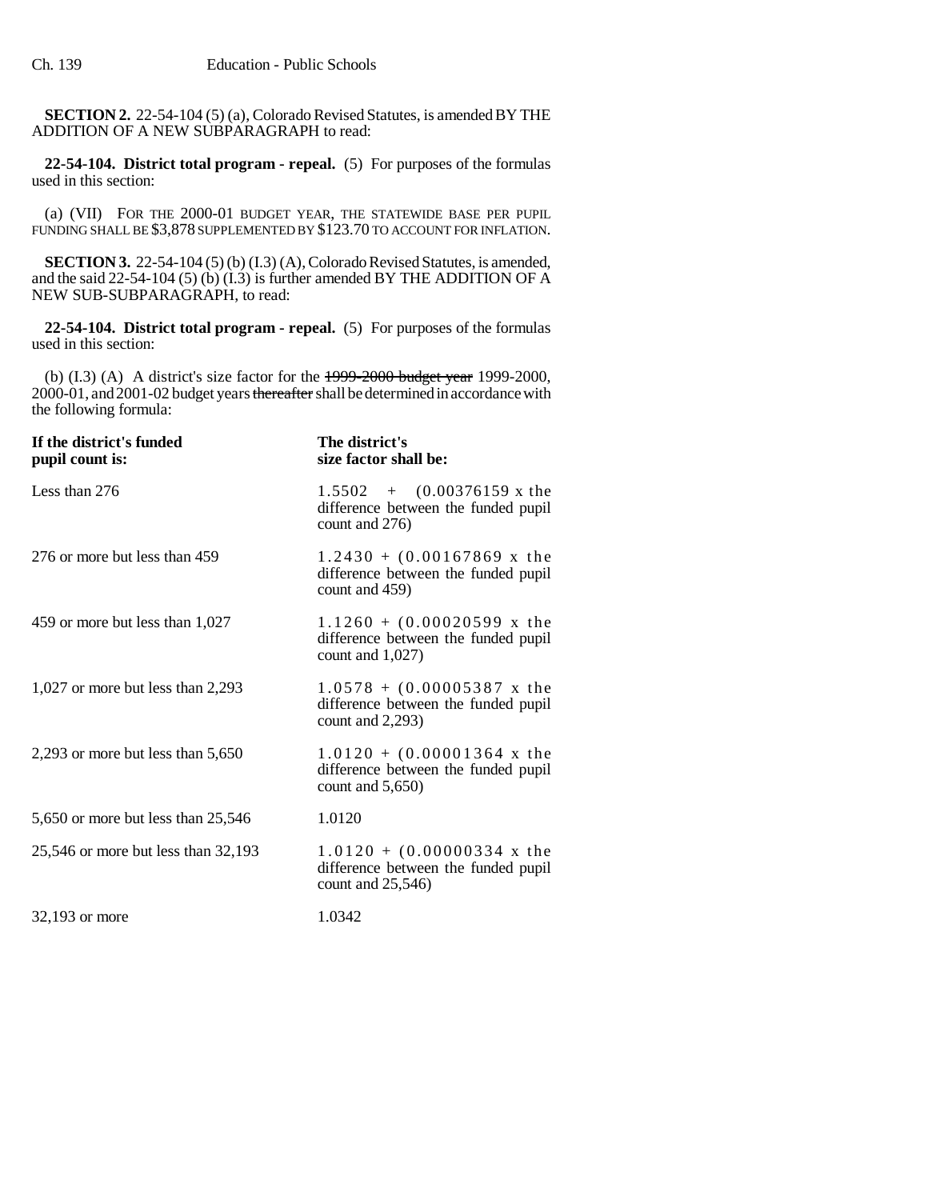**SECTION 2.** 22-54-104 (5) (a), Colorado Revised Statutes, is amended BY THE ADDITION OF A NEW SUBPARAGRAPH to read:

**22-54-104. District total program - repeal.** (5) For purposes of the formulas used in this section:

(a) (VII) FOR THE 2000-01 BUDGET YEAR, THE STATEWIDE BASE PER PUPIL FUNDING SHALL BE $3,878 SUPPLEMENTED BY $123.70 TO ACCOUNT FOR INFLATION.

**SECTION 3.** 22-54-104 (5) (b) (I.3) (A), Colorado Revised Statutes, is amended, and the said 22-54-104 (5) (b) (I.3) is further amended BY THE ADDITION OF A NEW SUB-SUBPARAGRAPH, to read:

**22-54-104. District total program - repeal.** (5) For purposes of the formulas used in this section:

(b) (I.3) (A) A district's size factor for the ~~1999-2000 budget year~~ 1999-2000, 2000-01, and 2001-02 budget years ~~thereafter~~ shall be determined in accordance with the following formula:

| If the district's funded pupil count is: | The district's size factor shall be: |
|---|---|
| Less than 276 | 1.5502 + (0.00376159 x the difference between the funded pupil count and 276) |
| 276 or more but less than 459 | 1.2430 + (0.00167869 x the difference between the funded pupil count and 459) |
| 459 or more but less than 1,027 | 1.1260 + (0.00020599 x the difference between the funded pupil count and 1,027) |
| 1,027 or more but less than 2,293 | 1.0578 + (0.00005387 x the difference between the funded pupil count and 2,293) |
| 2,293 or more but less than 5,650 | 1.0120 + (0.00001364 x the difference between the funded pupil count and 5,650) |
| 5,650 or more but less than 25,546 | 1.0120 |
| 25,546 or more but less than 32,193 | 1.0120 + (0.00000334 x the difference between the funded pupil count and 25,546) |
| 32,193 or more | 1.0342 |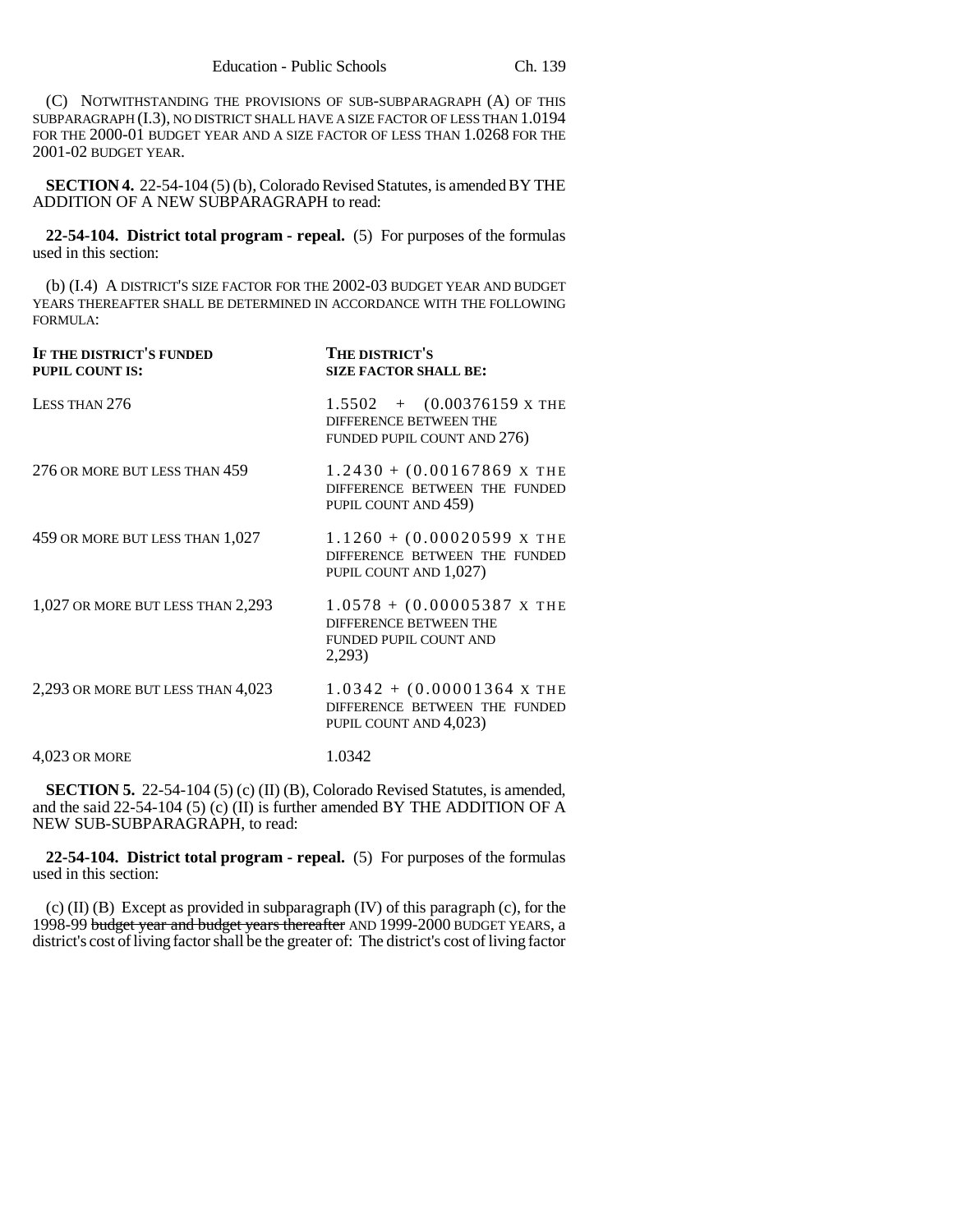(C) NOTWITHSTANDING THE PROVISIONS OF SUB-SUBPARAGRAPH (A) OF THIS SUBPARAGRAPH (I.3), NO DISTRICT SHALL HAVE A SIZE FACTOR OF LESS THAN 1.0194 FOR THE 2000-01 BUDGET YEAR AND A SIZE FACTOR OF LESS THAN 1.0268 FOR THE 2001-02 BUDGET YEAR.

**SECTION 4.** 22-54-104 (5) (b), Colorado Revised Statutes, is amended BY THE ADDITION OF A NEW SUBPARAGRAPH to read:

**22-54-104. District total program - repeal.** (5) For purposes of the formulas used in this section:

(b) (I.4) A DISTRICT'S SIZE FACTOR FOR THE 2002-03 BUDGET YEAR AND BUDGET YEARS THEREAFTER SHALL BE DETERMINED IN ACCORDANCE WITH THE FOLLOWING FORMULA:

| IF THE DISTRICT'S FUNDED PUPIL COUNT IS: | THE DISTRICT'S SIZE FACTOR SHALL BE: |
|---|---|
| LESS THAN 276 | 1.5502 + (0.00376159 X THE DIFFERENCE BETWEEN THE FUNDED PUPIL COUNT AND 276) |
| 276 OR MORE BUT LESS THAN 459 | 1.2430 + (0.00167869 X THE DIFFERENCE BETWEEN THE FUNDED PUPIL COUNT AND 459) |
| 459 OR MORE BUT LESS THAN 1,027 | 1.1260 + (0.00020599 X THE DIFFERENCE BETWEEN THE FUNDED PUPIL COUNT AND 1,027) |
| 1,027 OR MORE BUT LESS THAN 2,293 | 1.0578 + (0.00005387 X THE DIFFERENCE BETWEEN THE FUNDED PUPIL COUNT AND 2,293) |
| 2,293 OR MORE BUT LESS THAN 4,023 | 1.0342 + (0.00001364 X THE DIFFERENCE BETWEEN THE FUNDED PUPIL COUNT AND 4,023) |
| 4,023 OR MORE | 1.0342 |

**SECTION 5.** 22-54-104 (5) (c) (II) (B), Colorado Revised Statutes, is amended, and the said 22-54-104 (5) (c) (II) is further amended BY THE ADDITION OF A NEW SUB-SUBPARAGRAPH, to read:

**22-54-104. District total program - repeal.** (5) For purposes of the formulas used in this section:

(c) (II) (B) Except as provided in subparagraph (IV) of this paragraph (c), for the 1998-99 ~~budget year and budget years thereafter~~ AND 1999-2000 BUDGET YEARS, a district's cost of living factor shall be the greater of: The district's cost of living factor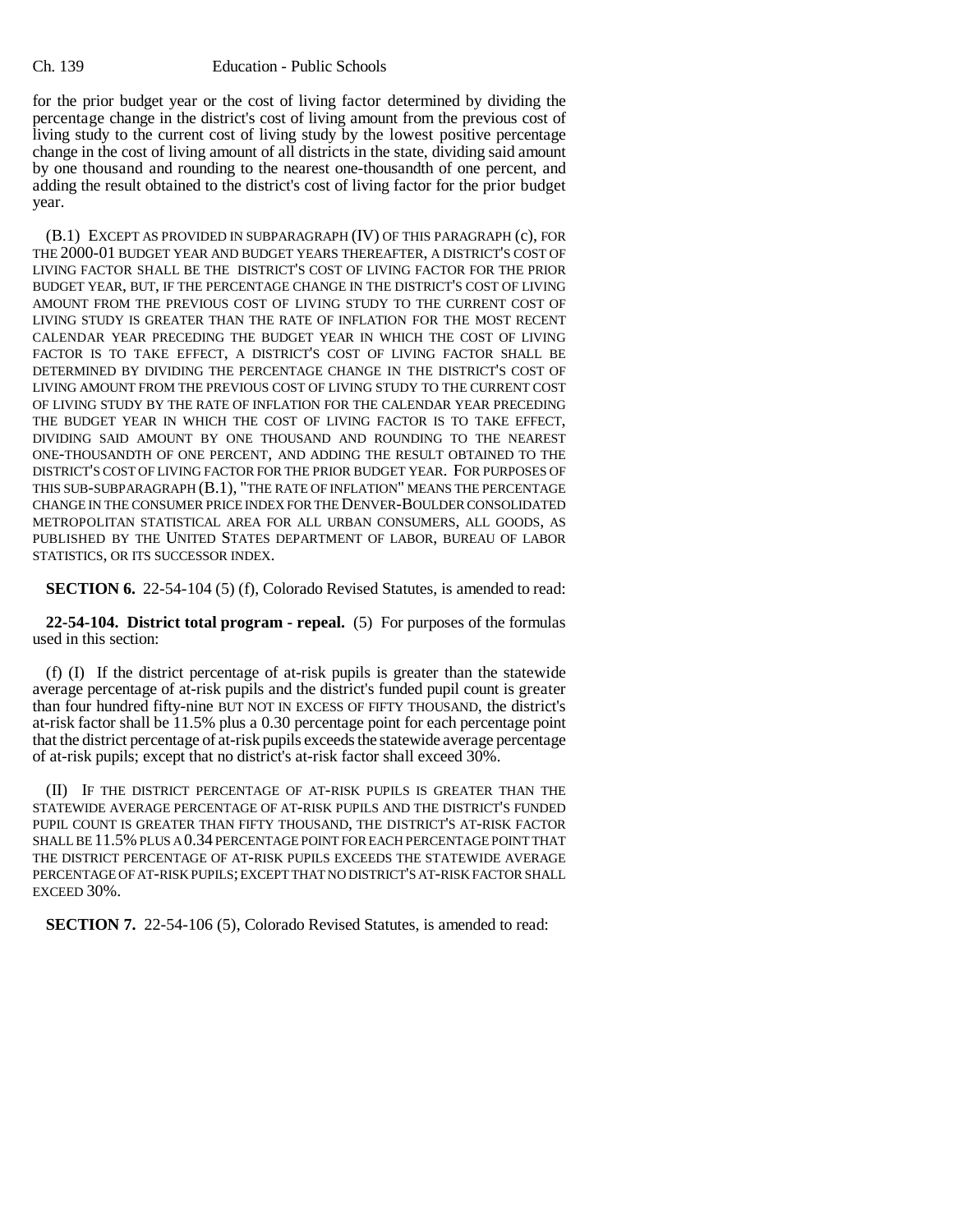for the prior budget year or the cost of living factor determined by dividing the percentage change in the district's cost of living amount from the previous cost of living study to the current cost of living study by the lowest positive percentage change in the cost of living amount of all districts in the state, dividing said amount by one thousand and rounding to the nearest one-thousandth of one percent, and adding the result obtained to the district's cost of living factor for the prior budget year.

(B.1) EXCEPT AS PROVIDED IN SUBPARAGRAPH (IV) OF THIS PARAGRAPH (c), FOR THE 2000-01 BUDGET YEAR AND BUDGET YEARS THEREAFTER, A DISTRICT'S COST OF LIVING FACTOR SHALL BE THE DISTRICT'S COST OF LIVING FACTOR FOR THE PRIOR BUDGET YEAR, BUT, IF THE PERCENTAGE CHANGE IN THE DISTRICT'S COST OF LIVING AMOUNT FROM THE PREVIOUS COST OF LIVING STUDY TO THE CURRENT COST OF LIVING STUDY IS GREATER THAN THE RATE OF INFLATION FOR THE MOST RECENT CALENDAR YEAR PRECEDING THE BUDGET YEAR IN WHICH THE COST OF LIVING FACTOR IS TO TAKE EFFECT, A DISTRICT'S COST OF LIVING FACTOR SHALL BE DETERMINED BY DIVIDING THE PERCENTAGE CHANGE IN THE DISTRICT'S COST OF LIVING AMOUNT FROM THE PREVIOUS COST OF LIVING STUDY TO THE CURRENT COST OF LIVING STUDY BY THE RATE OF INFLATION FOR THE CALENDAR YEAR PRECEDING THE BUDGET YEAR IN WHICH THE COST OF LIVING FACTOR IS TO TAKE EFFECT, DIVIDING SAID AMOUNT BY ONE THOUSAND AND ROUNDING TO THE NEAREST ONE-THOUSANDTH OF ONE PERCENT, AND ADDING THE RESULT OBTAINED TO THE DISTRICT'S COST OF LIVING FACTOR FOR THE PRIOR BUDGET YEAR. FOR PURPOSES OF THIS SUB-SUBPARAGRAPH (B.1), "THE RATE OF INFLATION" MEANS THE PERCENTAGE CHANGE IN THE CONSUMER PRICE INDEX FOR THE DENVER-BOULDER CONSOLIDATED METROPOLITAN STATISTICAL AREA FOR ALL URBAN CONSUMERS, ALL GOODS, AS PUBLISHED BY THE UNITED STATES DEPARTMENT OF LABOR, BUREAU OF LABOR STATISTICS, OR ITS SUCCESSOR INDEX.

**SECTION 6.** 22-54-104 (5) (f), Colorado Revised Statutes, is amended to read:

**22-54-104. District total program - repeal.** (5) For purposes of the formulas used in this section:

(f) (I) If the district percentage of at-risk pupils is greater than the statewide average percentage of at-risk pupils and the district's funded pupil count is greater than four hundred fifty-nine BUT NOT IN EXCESS OF FIFTY THOUSAND, the district's at-risk factor shall be 11.5% plus a 0.30 percentage point for each percentage point that the district percentage of at-risk pupils exceeds the statewide average percentage of at-risk pupils; except that no district's at-risk factor shall exceed 30%.

(II) IF THE DISTRICT PERCENTAGE OF AT-RISK PUPILS IS GREATER THAN THE STATEWIDE AVERAGE PERCENTAGE OF AT-RISK PUPILS AND THE DISTRICT'S FUNDED PUPIL COUNT IS GREATER THAN FIFTY THOUSAND, THE DISTRICT'S AT-RISK FACTOR SHALL BE 11.5% PLUS A 0.34 PERCENTAGE POINT FOR EACH PERCENTAGE POINT THAT THE DISTRICT PERCENTAGE OF AT-RISK PUPILS EXCEEDS THE STATEWIDE AVERAGE PERCENTAGE OF AT-RISK PUPILS; EXCEPT THAT NO DISTRICT'S AT-RISK FACTOR SHALL EXCEED 30%.

**SECTION 7.** 22-54-106 (5), Colorado Revised Statutes, is amended to read: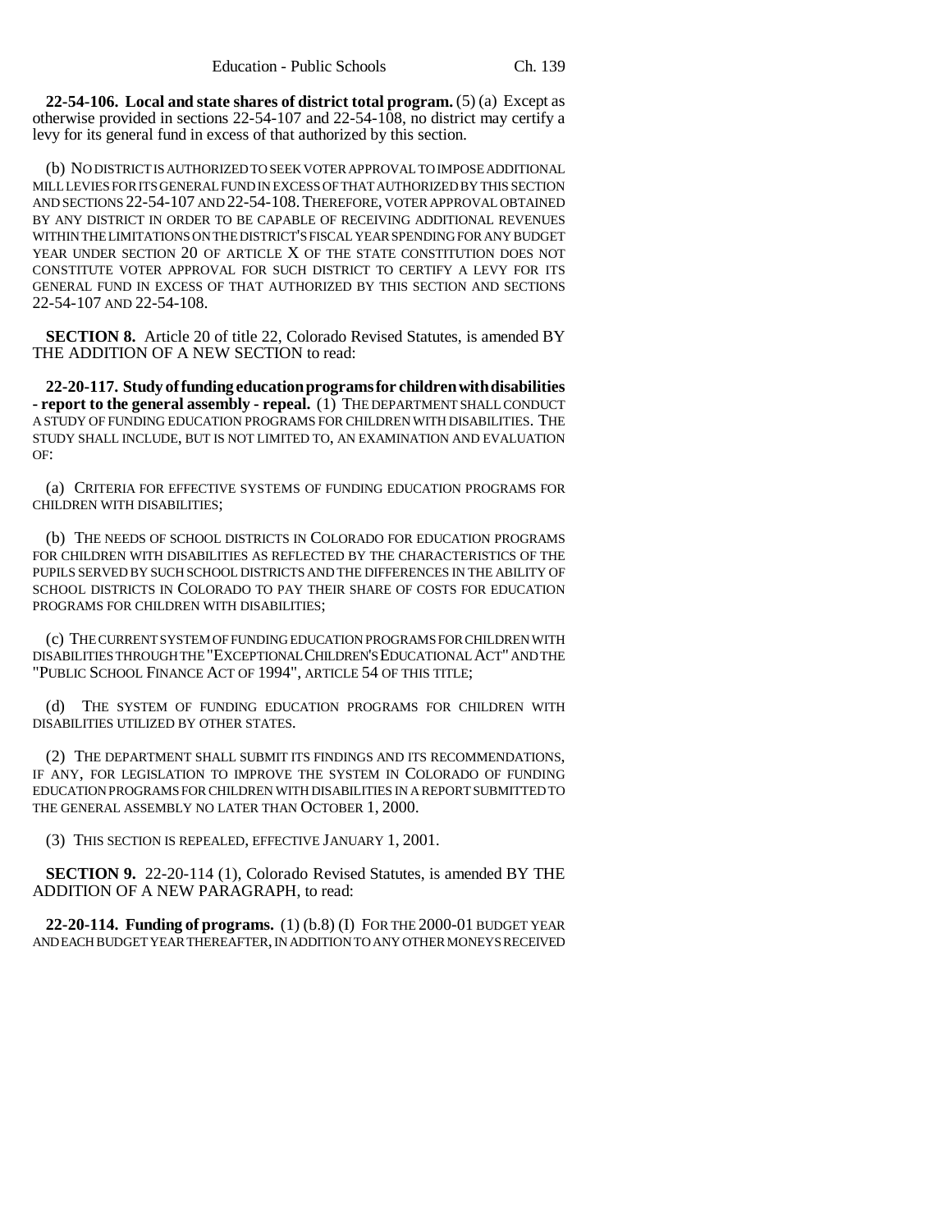**22-54-106. Local and state shares of district total program.** (5) (a) Except as otherwise provided in sections 22-54-107 and 22-54-108, no district may certify a levy for its general fund in excess of that authorized by this section.

(b) NO DISTRICT IS AUTHORIZED TO SEEK VOTER APPROVAL TO IMPOSE ADDITIONAL MILL LEVIES FOR ITS GENERAL FUND IN EXCESS OF THAT AUTHORIZED BY THIS SECTION AND SECTIONS 22-54-107 AND 22-54-108. THEREFORE, VOTER APPROVAL OBTAINED BY ANY DISTRICT IN ORDER TO BE CAPABLE OF RECEIVING ADDITIONAL REVENUES WITHIN THE LIMITATIONS ON THE DISTRICT'S FISCAL YEAR SPENDING FOR ANY BUDGET YEAR UNDER SECTION 20 OF ARTICLE X OF THE STATE CONSTITUTION DOES NOT CONSTITUTE VOTER APPROVAL FOR SUCH DISTRICT TO CERTIFY A LEVY FOR ITS GENERAL FUND IN EXCESS OF THAT AUTHORIZED BY THIS SECTION AND SECTIONS 22-54-107 AND 22-54-108.

**SECTION 8.** Article 20 of title 22, Colorado Revised Statutes, is amended BY THE ADDITION OF A NEW SECTION to read:

**22-20-117. Study of funding education programs for children with disabilities - report to the general assembly - repeal.** (1) THE DEPARTMENT SHALL CONDUCT A STUDY OF FUNDING EDUCATION PROGRAMS FOR CHILDREN WITH DISABILITIES. THE STUDY SHALL INCLUDE, BUT IS NOT LIMITED TO, AN EXAMINATION AND EVALUATION OF:

(a) CRITERIA FOR EFFECTIVE SYSTEMS OF FUNDING EDUCATION PROGRAMS FOR CHILDREN WITH DISABILITIES;

(b) THE NEEDS OF SCHOOL DISTRICTS IN COLORADO FOR EDUCATION PROGRAMS FOR CHILDREN WITH DISABILITIES AS REFLECTED BY THE CHARACTERISTICS OF THE PUPILS SERVED BY SUCH SCHOOL DISTRICTS AND THE DIFFERENCES IN THE ABILITY OF SCHOOL DISTRICTS IN COLORADO TO PAY THEIR SHARE OF COSTS FOR EDUCATION PROGRAMS FOR CHILDREN WITH DISABILITIES;

(c) THE CURRENT SYSTEM OF FUNDING EDUCATION PROGRAMS FOR CHILDREN WITH DISABILITIES THROUGH THE "EXCEPTIONAL CHILDREN'S EDUCATIONAL ACT" AND THE "PUBLIC SCHOOL FINANCE ACT OF 1994", ARTICLE 54 OF THIS TITLE;

(d) THE SYSTEM OF FUNDING EDUCATION PROGRAMS FOR CHILDREN WITH DISABILITIES UTILIZED BY OTHER STATES.

(2) THE DEPARTMENT SHALL SUBMIT ITS FINDINGS AND ITS RECOMMENDATIONS, IF ANY, FOR LEGISLATION TO IMPROVE THE SYSTEM IN COLORADO OF FUNDING EDUCATION PROGRAMS FOR CHILDREN WITH DISABILITIES IN A REPORT SUBMITTED TO THE GENERAL ASSEMBLY NO LATER THAN OCTOBER 1, 2000.

(3) THIS SECTION IS REPEALED, EFFECTIVE JANUARY 1, 2001.

**SECTION 9.** 22-20-114 (1), Colorado Revised Statutes, is amended BY THE ADDITION OF A NEW PARAGRAPH, to read:

**22-20-114. Funding of programs.** (1) (b.8) (I) FOR THE 2000-01 BUDGET YEAR AND EACH BUDGET YEAR THEREAFTER, IN ADDITION TO ANY OTHER MONEYS RECEIVED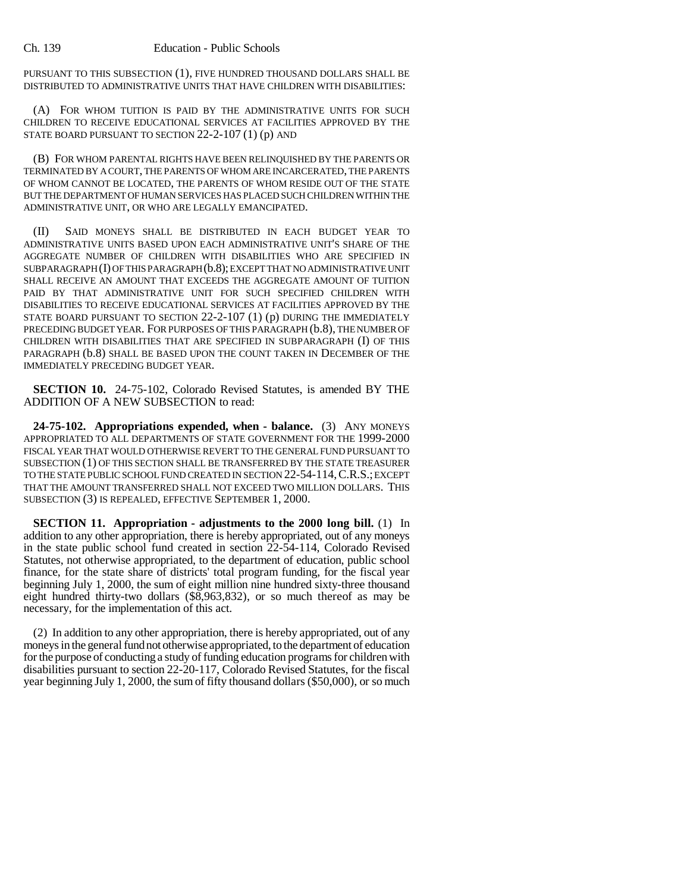PURSUANT TO THIS SUBSECTION (1), FIVE HUNDRED THOUSAND DOLLARS SHALL BE DISTRIBUTED TO ADMINISTRATIVE UNITS THAT HAVE CHILDREN WITH DISABILITIES:

(A) FOR WHOM TUITION IS PAID BY THE ADMINISTRATIVE UNITS FOR SUCH CHILDREN TO RECEIVE EDUCATIONAL SERVICES AT FACILITIES APPROVED BY THE STATE BOARD PURSUANT TO SECTION 22-2-107 (1) (p) AND

(B) FOR WHOM PARENTAL RIGHTS HAVE BEEN RELINQUISHED BY THE PARENTS OR TERMINATED BY A COURT, THE PARENTS OF WHOM ARE INCARCERATED, THE PARENTS OF WHOM CANNOT BE LOCATED, THE PARENTS OF WHOM RESIDE OUT OF THE STATE BUT THE DEPARTMENT OF HUMAN SERVICES HAS PLACED SUCH CHILDREN WITHIN THE ADMINISTRATIVE UNIT, OR WHO ARE LEGALLY EMANCIPATED.

(II) SAID MONEYS SHALL BE DISTRIBUTED IN EACH BUDGET YEAR TO ADMINISTRATIVE UNITS BASED UPON EACH ADMINISTRATIVE UNIT'S SHARE OF THE AGGREGATE NUMBER OF CHILDREN WITH DISABILITIES WHO ARE SPECIFIED IN SUBPARAGRAPH (I) OF THIS PARAGRAPH (b.8); EXCEPT THAT NO ADMINISTRATIVE UNIT SHALL RECEIVE AN AMOUNT THAT EXCEEDS THE AGGREGATE AMOUNT OF TUITION PAID BY THAT ADMINISTRATIVE UNIT FOR SUCH SPECIFIED CHILDREN WITH DISABILITIES TO RECEIVE EDUCATIONAL SERVICES AT FACILITIES APPROVED BY THE STATE BOARD PURSUANT TO SECTION 22-2-107 (1) (p) DURING THE IMMEDIATELY PRECEDING BUDGET YEAR. FOR PURPOSES OF THIS PARAGRAPH (b.8), THE NUMBER OF CHILDREN WITH DISABILITIES THAT ARE SPECIFIED IN SUBPARAGRAPH (I) OF THIS PARAGRAPH (b.8) SHALL BE BASED UPON THE COUNT TAKEN IN DECEMBER OF THE IMMEDIATELY PRECEDING BUDGET YEAR.

**SECTION 10.** 24-75-102, Colorado Revised Statutes, is amended BY THE ADDITION OF A NEW SUBSECTION to read:

**24-75-102. Appropriations expended, when - balance.** (3) ANY MONEYS APPROPRIATED TO ALL DEPARTMENTS OF STATE GOVERNMENT FOR THE 1999-2000 FISCAL YEAR THAT WOULD OTHERWISE REVERT TO THE GENERAL FUND PURSUANT TO SUBSECTION (1) OF THIS SECTION SHALL BE TRANSFERRED BY THE STATE TREASURER TO THE STATE PUBLIC SCHOOL FUND CREATED IN SECTION 22-54-114, C.R.S.; EXCEPT THAT THE AMOUNT TRANSFERRED SHALL NOT EXCEED TWO MILLION DOLLARS. THIS SUBSECTION (3) IS REPEALED, EFFECTIVE SEPTEMBER 1, 2000.

**SECTION 11. Appropriation - adjustments to the 2000 long bill.** (1) In addition to any other appropriation, there is hereby appropriated, out of any moneys in the state public school fund created in section 22-54-114, Colorado Revised Statutes, not otherwise appropriated, to the department of education, public school finance, for the state share of districts' total program funding, for the fiscal year beginning July 1, 2000, the sum of eight million nine hundred sixty-three thousand eight hundred thirty-two dollars ($8,963,832), or so much thereof as may be necessary, for the implementation of this act.

(2) In addition to any other appropriation, there is hereby appropriated, out of any moneys in the general fund not otherwise appropriated, to the department of education for the purpose of conducting a study of funding education programs for children with disabilities pursuant to section 22-20-117, Colorado Revised Statutes, for the fiscal year beginning July 1, 2000, the sum of fifty thousand dollars ($50,000), or so much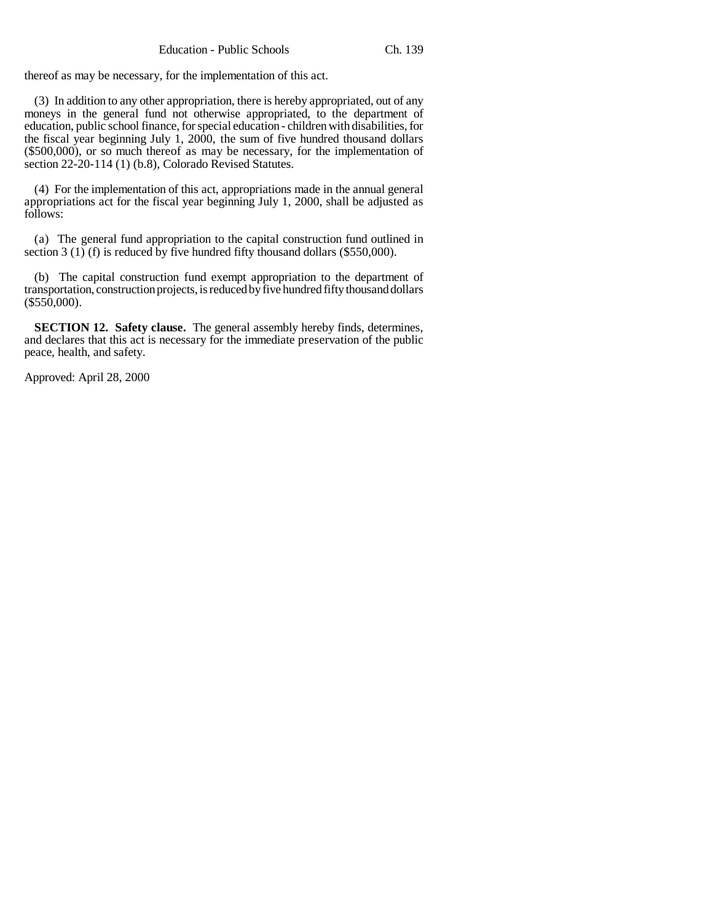thereof as may be necessary, for the implementation of this act.

(3) In addition to any other appropriation, there is hereby appropriated, out of any moneys in the general fund not otherwise appropriated, to the department of education, public school finance, for special education - children with disabilities, for the fiscal year beginning July 1, 2000, the sum of five hundred thousand dollars ($500,000), or so much thereof as may be necessary, for the implementation of section 22-20-114 (1) (b.8), Colorado Revised Statutes.

(4) For the implementation of this act, appropriations made in the annual general appropriations act for the fiscal year beginning July 1, 2000, shall be adjusted as follows:

(a) The general fund appropriation to the capital construction fund outlined in section 3 (1) (f) is reduced by five hundred fifty thousand dollars ($550,000).

(b) The capital construction fund exempt appropriation to the department of transportation, construction projects, is reduced by five hundred fifty thousand dollars ($550,000).

**SECTION 12. Safety clause.** The general assembly hereby finds, determines, and declares that this act is necessary for the immediate preservation of the public peace, health, and safety.

Approved: April 28, 2000